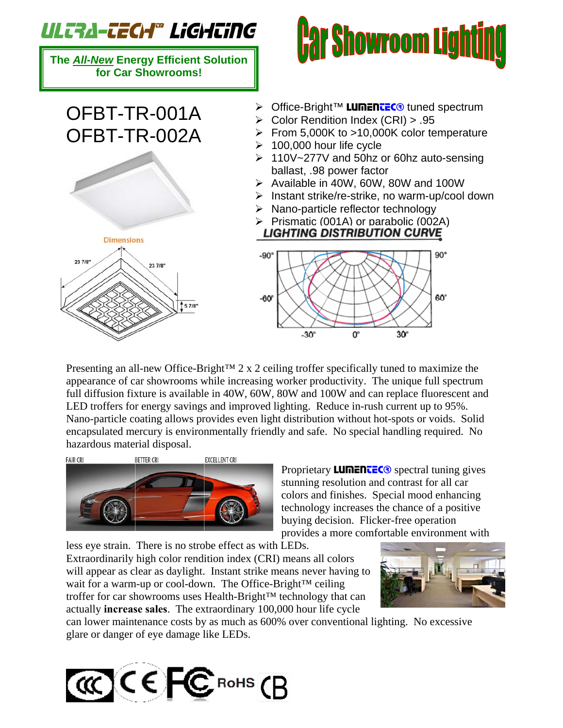# ULTRA-TECH™ LIGHTING

**The *All-New* Energy Efficient Solution for Car Showrooms!**

# Car Showroom Lighting

## OFBT-TR-001A
## OFBT-TR-002A

- Office-Bright™ **LUMENTEC®** tuned spectrum
- Color Rendition Index (CRI) > .95
- From 5,000K to >10,000K color temperature
- 100,000 hour life cycle
- 110V~277V and 50hz or 60hz auto-sensing ballast, .98 power factor
- Available in 40W, 60W, 80W and 100W
- Instant strike/re-strike, no warm-up/cool down
- Nano-particle reflector technology
- Prismatic (001A) or parabolic (002A)

Dimensions

23 7/8"  23 7/8"  5 7/8"

**LIGHTING DISTRIBUTION CURVE**

-90° 90° -60° 60° -30° 0° 30°

Presenting an all-new Office-Bright™ 2 x 2 ceiling troffer specifically tuned to maximize the appearance of car showrooms while increasing worker productivity. The unique full spectrum full diffusion fixture is available in 40W, 60W, 80W and 100W and can replace fluorescent and LED troffers for energy savings and improved lighting. Reduce in-rush current up to 95%. Nano-particle coating allows provides even light distribution without hot-spots or voids. Solid encapsulated mercury is environmentally friendly and safe. No special handling required. No hazardous material disposal.

FAIR CRI  BETTER CRI  EXCELLENT CRI

Proprietary **LUMENTEC®** spectral tuning gives stunning resolution and contrast for all car colors and finishes. Special mood enhancing technology increases the chance of a positive buying decision. Flicker-free operation provides a more comfortable environment with less eye strain. There is no strobe effect as with LEDs. Extraordinarily high color rendition index (CRI) means all colors will appear as clear as daylight. Instant strike means never having to wait for a warm-up or cool-down. The Office-Bright™ ceiling troffer for car showrooms uses Health-Bright™ technology that can actually **increase sales**. The extraordinary 100,000 hour life cycle can lower maintenance costs by as much as 600% over conventional lighting. No excessive glare or danger of eye damage like LEDs.

CCC CE FC RoHS CB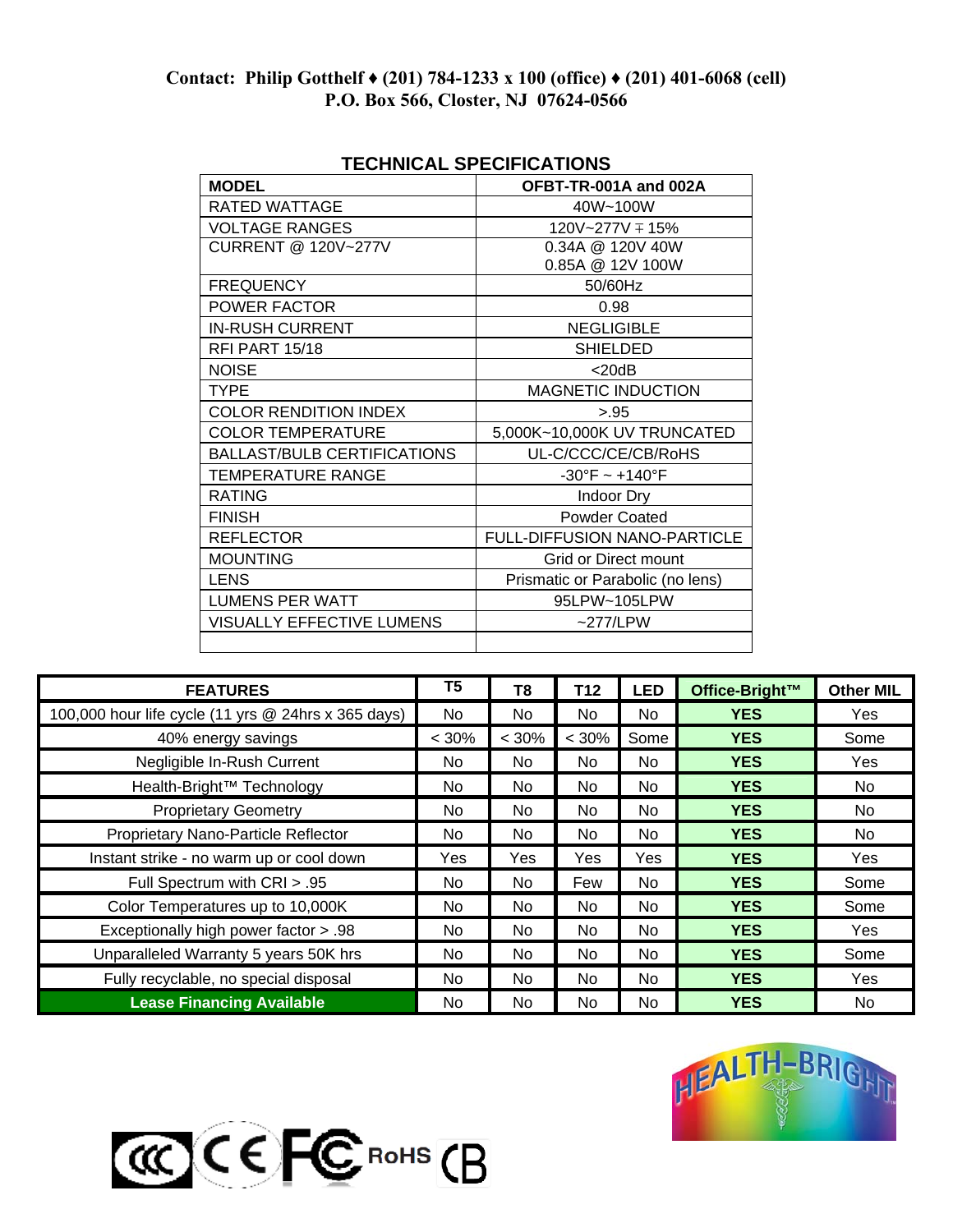**Contact: Philip Gotthelf ♦ (201) 784-1233 x 100 (office) ♦ (201) 401-6068 (cell)**
**P.O. Box 566, Closter, NJ 07624-0566**

## TECHNICAL SPECIFICATIONS

| MODEL | OFBT-TR-001A and 002A |
|---|---|
| RATED WATTAGE | 40W~100W |
| VOLTAGE RANGES | 120V~277V ∓ 15% |
| CURRENT @ 120V~277V | 0.34A @ 120V 40W<br>0.85A @ 12V 100W |
| FREQUENCY | 50/60Hz |
| POWER FACTOR | 0.98 |
| IN-RUSH CURRENT | NEGLIGIBLE |
| RFI PART 15/18 | SHIELDED |
| NOISE | <20dB |
| TYPE | MAGNETIC INDUCTION |
| COLOR RENDITION INDEX | >.95 |
| COLOR TEMPERATURE | 5,000K~10,000K UV TRUNCATED |
| BALLAST/BULB CERTIFICATIONS | UL-C/CCC/CE/CB/RoHS |
| TEMPERATURE RANGE | -30°F ~ +140°F |
| RATING | Indoor Dry |
| FINISH | Powder Coated |
| REFLECTOR | FULL-DIFFUSION NANO-PARTICLE |
| MOUNTING | Grid or Direct mount |
| LENS | Prismatic or Parabolic (no lens) |
| LUMENS PER WATT | 95LPW~105LPW |
| VISUALLY EFFECTIVE LUMENS | ~277/LPW |
| | |

| FEATURES | T5 | T8 | T12 | LED | Office-Bright™ | Other MIL |
|---|---|---|---|---|---|---|
| 100,000 hour life cycle (11 yrs @ 24hrs x 365 days) | No | No | No | No | **YES** | Yes |
| 40% energy savings | < 30% | < 30% | < 30% | Some | **YES** | Some |
| Negligible In-Rush Current | No | No | No | No | **YES** | Yes |
| Health-Bright™ Technology | No | No | No | No | **YES** | No |
| Proprietary Geometry | No | No | No | No | **YES** | No |
| Proprietary Nano-Particle Reflector | No | No | No | No | **YES** | No |
| Instant strike - no warm up or cool down | Yes | Yes | Yes | Yes | **YES** | Yes |
| Full Spectrum with CRI > .95 | No | No | Few | No | **YES** | Some |
| Color Temperatures up to 10,000K | No | No | No | No | **YES** | Some |
| Exceptionally high power factor > .98 | No | No | No | No | **YES** | Yes |
| Unparalleled Warranty 5 years 50K hrs | No | No | No | No | **YES** | Some |
| Fully recyclable, no special disposal | No | No | No | No | **YES** | Yes |
| **Lease Financing Available** | No | No | No | No | **YES** | No |

HEALTH-BRIGHT

CCC CE FC RoHS CB